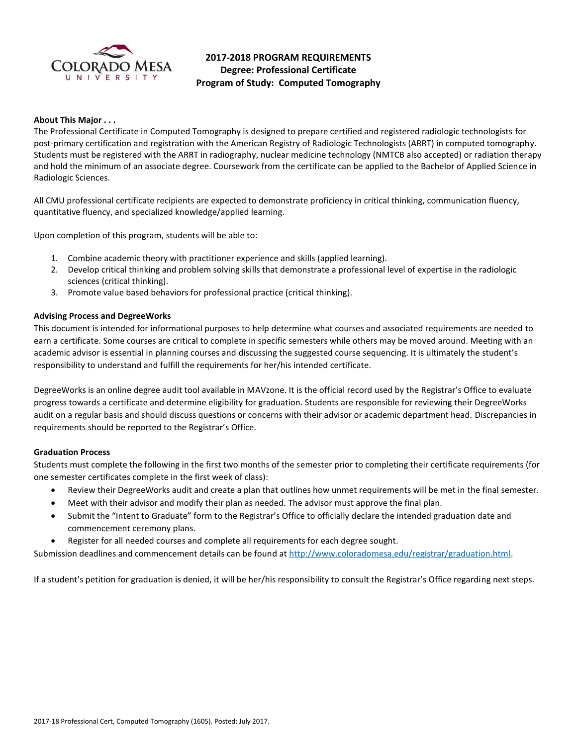# 2017-2018 PROGRAM REQUIREMENTS
## Degree: Professional Certificate
## Program of Study: Computed Tomography

**About This Major . . .**

The Professional Certificate in Computed Tomography is designed to prepare certified and registered radiologic technologists for post-primary certification and registration with the American Registry of Radiologic Technologists (ARRT) in computed tomography. Students must be registered with the ARRT in radiography, nuclear medicine technology (NMTCB also accepted) or radiation therapy and hold the minimum of an associate degree. Coursework from the certificate can be applied to the Bachelor of Applied Science in Radiologic Sciences.

All CMU professional certificate recipients are expected to demonstrate proficiency in critical thinking, communication fluency, quantitative fluency, and specialized knowledge/applied learning.

Upon completion of this program, students will be able to:

1. Combine academic theory with practitioner experience and skills (applied learning).
2. Develop critical thinking and problem solving skills that demonstrate a professional level of expertise in the radiologic sciences (critical thinking).
3. Promote value based behaviors for professional practice (critical thinking).

**Advising Process and DegreeWorks**

This document is intended for informational purposes to help determine what courses and associated requirements are needed to earn a certificate. Some courses are critical to complete in specific semesters while others may be moved around. Meeting with an academic advisor is essential in planning courses and discussing the suggested course sequencing. It is ultimately the student's responsibility to understand and fulfill the requirements for her/his intended certificate.

DegreeWorks is an online degree audit tool available in MAVzone. It is the official record used by the Registrar's Office to evaluate progress towards a certificate and determine eligibility for graduation. Students are responsible for reviewing their DegreeWorks audit on a regular basis and should discuss questions or concerns with their advisor or academic department head. Discrepancies in requirements should be reported to the Registrar's Office.

**Graduation Process**

Students must complete the following in the first two months of the semester prior to completing their certificate requirements (for one semester certificates complete in the first week of class):

- Review their DegreeWorks audit and create a plan that outlines how unmet requirements will be met in the final semester.
- Meet with their advisor and modify their plan as needed. The advisor must approve the final plan.
- Submit the "Intent to Graduate" form to the Registrar's Office to officially declare the intended graduation date and commencement ceremony plans.
- Register for all needed courses and complete all requirements for each degree sought.

Submission deadlines and commencement details can be found at http://www.coloradomesa.edu/registrar/graduation.html.

If a student's petition for graduation is denied, it will be her/his responsibility to consult the Registrar's Office regarding next steps.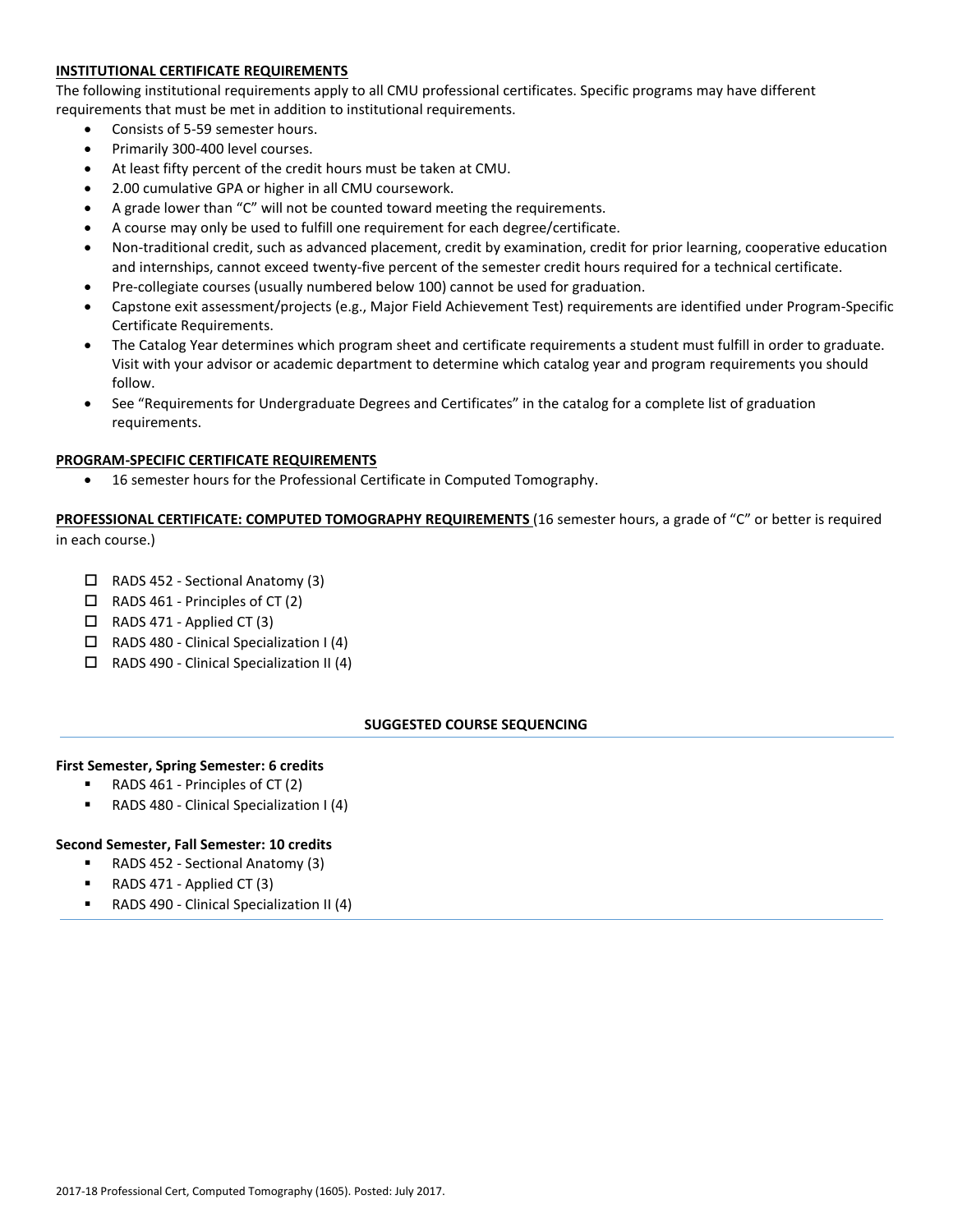## INSTITUTIONAL CERTIFICATE REQUIREMENTS

The following institutional requirements apply to all CMU professional certificates. Specific programs may have different requirements that must be met in addition to institutional requirements.

- Consists of 5-59 semester hours.
- Primarily 300-400 level courses.
- At least fifty percent of the credit hours must be taken at CMU.
- 2.00 cumulative GPA or higher in all CMU coursework.
- A grade lower than "C" will not be counted toward meeting the requirements.
- A course may only be used to fulfill one requirement for each degree/certificate.
- Non-traditional credit, such as advanced placement, credit by examination, credit for prior learning, cooperative education and internships, cannot exceed twenty-five percent of the semester credit hours required for a technical certificate.
- Pre-collegiate courses (usually numbered below 100) cannot be used for graduation.
- Capstone exit assessment/projects (e.g., Major Field Achievement Test) requirements are identified under Program-Specific Certificate Requirements.
- The Catalog Year determines which program sheet and certificate requirements a student must fulfill in order to graduate. Visit with your advisor or academic department to determine which catalog year and program requirements you should follow.
- See "Requirements for Undergraduate Degrees and Certificates" in the catalog for a complete list of graduation requirements.

## PROGRAM-SPECIFIC CERTIFICATE REQUIREMENTS

- 16 semester hours for the Professional Certificate in Computed Tomography.

## PROFESSIONAL CERTIFICATE: COMPUTED TOMOGRAPHY REQUIREMENTS (16 semester hours, a grade of "C" or better is required in each course.)

- ☐ RADS 452 - Sectional Anatomy (3)
- ☐ RADS 461 - Principles of CT (2)
- ☐ RADS 471 - Applied CT (3)
- ☐ RADS 480 - Clinical Specialization I (4)
- ☐ RADS 490 - Clinical Specialization II (4)

## SUGGESTED COURSE SEQUENCING

**First Semester, Spring Semester: 6 credits**

- RADS 461 - Principles of CT (2)
- RADS 480 - Clinical Specialization I (4)

**Second Semester, Fall Semester: 10 credits**

- RADS 452 - Sectional Anatomy (3)
- RADS 471 - Applied CT (3)
- RADS 490 - Clinical Specialization II (4)

2017-18 Professional Cert, Computed Tomography (1605). Posted: July 2017.